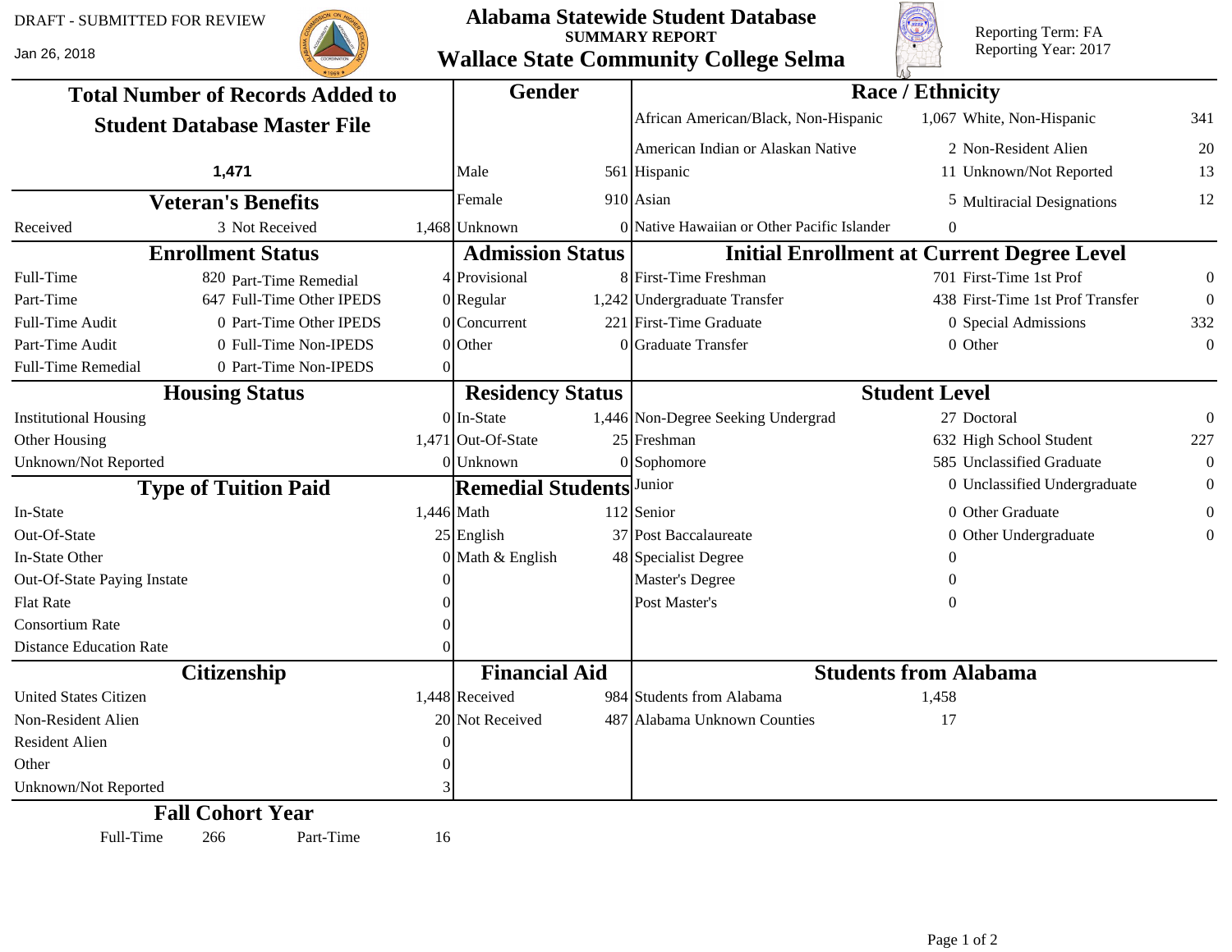DRAFT - SUBMITTED FOR REVIEW

Jan 26, 2018

# Alabama Statewide Student Database

## SUMMARY REPORT

## Wallace State Community College Selma

Reporting Term: FA
Reporting Year: 2017

### Total Number of Records Added to Student Database Master File

**1,471**

### Gender

| Gender | Count |
|---|---|
| Male | 561 |
| Female | 910 |
| Unknown | 0 |

### Race / Ethnicity

| Race / Ethnicity | Count | Race / Ethnicity | Count |
|---|---|---|---|
| African American/Black, Non-Hispanic | 1,067 | White, Non-Hispanic | 341 |
| American Indian or Alaskan Native | 2 | Non-Resident Alien | 20 |
| Hispanic | 11 | Unknown/Not Reported | 13 |
| Asian | 5 | Multiracial Designations | 12 |
| Native Hawaiian or Other Pacific Islander | 0 | | |

### Veteran's Benefits

| Received | 3 | Not Received | 1,468 |
|---|---|---|---|

### Enrollment Status

| Status | Count | Status | Count |
|---|---|---|---|
| Full-Time | 820 | Part-Time Remedial | 4 |
| Part-Time | 647 | Full-Time Other IPEDS | 0 |
| Full-Time Audit | 0 | Part-Time Other IPEDS | 0 |
| Part-Time Audit | 0 | Full-Time Non-IPEDS | 0 |
| Full-Time Remedial | 0 | Part-Time Non-IPEDS | 0 |

### Admission Status

| Status | Count |
|---|---|
| Provisional | 8 |
| Regular | 1,242 |
| Concurrent | 221 |
| Other | 0 |

### Initial Enrollment at Current Degree Level

| Level | Count | Level | Count |
|---|---|---|---|
| First-Time Freshman | 701 | First-Time 1st Prof | 0 |
| Undergraduate Transfer | 438 | First-Time 1st Prof Transfer | 0 |
| First-Time Graduate | 0 | Special Admissions | 332 |
| Graduate Transfer | 0 | Other | 0 |

### Housing Status

| Status | Count |
|---|---|
| Institutional Housing | 0 |
| Other Housing | 1,471 |
| Unknown/Not Reported | 0 |

### Residency Status

| Status | Count |
|---|---|
| In-State | 1,446 |
| Out-Of-State | 25 |
| Unknown | 0 |

### Student Level

| Level | Count | Level | Count |
|---|---|---|---|
| Non-Degree Seeking Undergrad | 27 | Doctoral | 0 |
| Freshman | 632 | High School Student | 227 |
| Sophomore | 585 | Unclassified Graduate | 0 |
| Junior | 0 | Unclassified Undergraduate | 0 |
| Senior | 0 | Other Graduate | 0 |
| Post Baccalaureate | 0 | Other Undergraduate | 0 |
| Specialist Degree | 0 | | |
| Master's Degree | 0 | | |
| Post Master's | 0 | | |

### Type of Tuition Paid

| Type | Count |
|---|---|
| In-State | 1,446 |
| Out-Of-State | 25 |
| In-State Other | 0 |
| Out-Of-State Paying Instate | 0 |
| Flat Rate | 0 |
| Consortium Rate | 0 |
| Distance Education Rate | 0 |

### Remedial Students

| Subject | Count |
|---|---|
| Math | 112 |
| English | 37 |
| Math & English | 48 |

### Citizenship

| Citizenship | Count |
|---|---|
| United States Citizen | 1,448 |
| Non-Resident Alien | 20 |
| Resident Alien | 0 |
| Other | 0 |
| Unknown/Not Reported | 3 |

### Financial Aid

| Financial Aid | Count |
|---|---|
| Received | 984 |
| Not Received | 487 |

### Students from Alabama

| Category | Count |
|---|---|
| Students from Alabama | 1,458 |
| Alabama Unknown Counties | 17 |

### Fall Cohort Year

| Full-Time | 266 | Part-Time | 16 |
|---|---|---|---|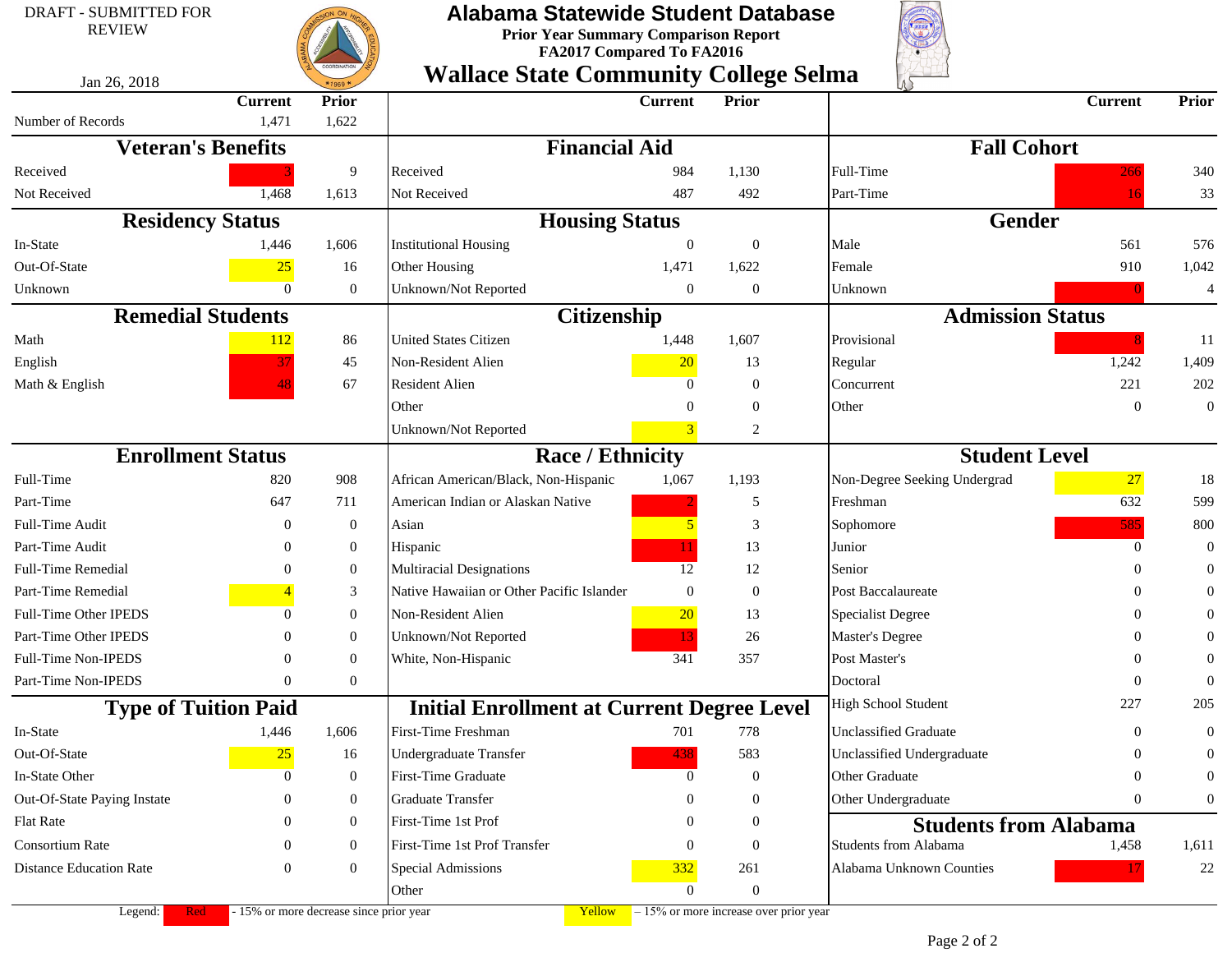DRAFT - SUBMITTED FOR REVIEW

Jan 26, 2018

# Alabama Statewide Student Database

**Prior Year Summary Comparison Report**
**FA2017 Compared To FA2016**

## Wallace State Community College Selma

| | Current | Prior |
|---|---|---|
| Number of Records | 1,471 | 1,622 |

### Veteran's Benefits

| | Current | Prior |
|---|---|---|
| Received | 3 | 9 |
| Not Received | 1,468 | 1,613 |

### Residency Status

| | Current | Prior |
|---|---|---|
| In-State | 1,446 | 1,606 |
| Out-Of-State | 25 | 16 |
| Unknown | 0 | 0 |

### Remedial Students

| | Current | Prior |
|---|---|---|
| Math | 112 | 86 |
| English | 37 | 45 |
| Math & English | 48 | 67 |

### Enrollment Status

| | Current | Prior |
|---|---|---|
| Full-Time | 820 | 908 |
| Part-Time | 647 | 711 |
| Full-Time Audit | 0 | 0 |
| Part-Time Audit | 0 | 0 |
| Full-Time Remedial | 0 | 0 |
| Part-Time Remedial | 4 | 3 |
| Full-Time Other IPEDS | 0 | 0 |
| Part-Time Other IPEDS | 0 | 0 |
| Full-Time Non-IPEDS | 0 | 0 |
| Part-Time Non-IPEDS | 0 | 0 |

### Type of Tuition Paid

| | Current | Prior |
|---|---|---|
| In-State | 1,446 | 1,606 |
| Out-Of-State | 25 | 16 |
| In-State Other | 0 | 0 |
| Out-Of-State Paying Instate | 0 | 0 |
| Flat Rate | 0 | 0 |
| Consortium Rate | 0 | 0 |
| Distance Education Rate | 0 | 0 |

### Financial Aid

| | Current | Prior |
|---|---|---|
| Received | 984 | 1,130 |
| Not Received | 487 | 492 |

### Housing Status

| | Current | Prior |
|---|---|---|
| Institutional Housing | 0 | 0 |
| Other Housing | 1,471 | 1,622 |
| Unknown/Not Reported | 0 | 0 |

### Citizenship

| | Current | Prior |
|---|---|---|
| United States Citizen | 1,448 | 1,607 |
| Non-Resident Alien | 20 | 13 |
| Resident Alien | 0 | 0 |
| Other | 0 | 0 |
| Unknown/Not Reported | 3 | 2 |

### Race / Ethnicity

| | Current | Prior |
|---|---|---|
| African American/Black, Non-Hispanic | 1,067 | 1,193 |
| American Indian or Alaskan Native | 2 | 5 |
| Asian | 5 | 3 |
| Hispanic | 11 | 13 |
| Multiracial Designations | 12 | 12 |
| Native Hawaiian or Other Pacific Islander | 0 | 0 |
| Non-Resident Alien | 20 | 13 |
| Unknown/Not Reported | 13 | 26 |
| White, Non-Hispanic | 341 | 357 |

### Initial Enrollment at Current Degree Level

| | Current | Prior |
|---|---|---|
| First-Time Freshman | 701 | 778 |
| Undergraduate Transfer | 438 | 583 |
| First-Time Graduate | 0 | 0 |
| Graduate Transfer | 0 | 0 |
| First-Time 1st Prof | 0 | 0 |
| First-Time 1st Prof Transfer | 0 | 0 |
| Special Admissions | 332 | 261 |
| Other | 0 | 0 |

### Fall Cohort

| | Current | Prior |
|---|---|---|
| Full-Time | 266 | 340 |
| Part-Time | 16 | 33 |

### Gender

| | Current | Prior |
|---|---|---|
| Male | 561 | 576 |
| Female | 910 | 1,042 |
| Unknown | 0 | 4 |

### Admission Status

| | Current | Prior |
|---|---|---|
| Provisional | 8 | 11 |
| Regular | 1,242 | 1,409 |
| Concurrent | 221 | 202 |
| Other | 0 | 0 |

### Student Level

| | Current | Prior |
|---|---|---|
| Non-Degree Seeking Undergrad | 27 | 18 |
| Freshman | 632 | 599 |
| Sophomore | 585 | 800 |
| Junior | 0 | 0 |
| Senior | 0 | 0 |
| Post Baccalaureate | 0 | 0 |
| Specialist Degree | 0 | 0 |
| Master's Degree | 0 | 0 |
| Post Master's | 0 | 0 |
| Doctoral | 0 | 0 |
| High School Student | 227 | 205 |
| Unclassified Graduate | 0 | 0 |
| Unclassified Undergraduate | 0 | 0 |
| Other Graduate | 0 | 0 |
| Other Undergraduate | 0 | 0 |

### Students from Alabama

| | Current | Prior |
|---|---|---|
| Students from Alabama | 1,458 | 1,611 |
| Alabama Unknown Counties | 17 | 22 |

Legend: Red - 15% or more decrease since prior year; Yellow – 15% or more increase over prior year